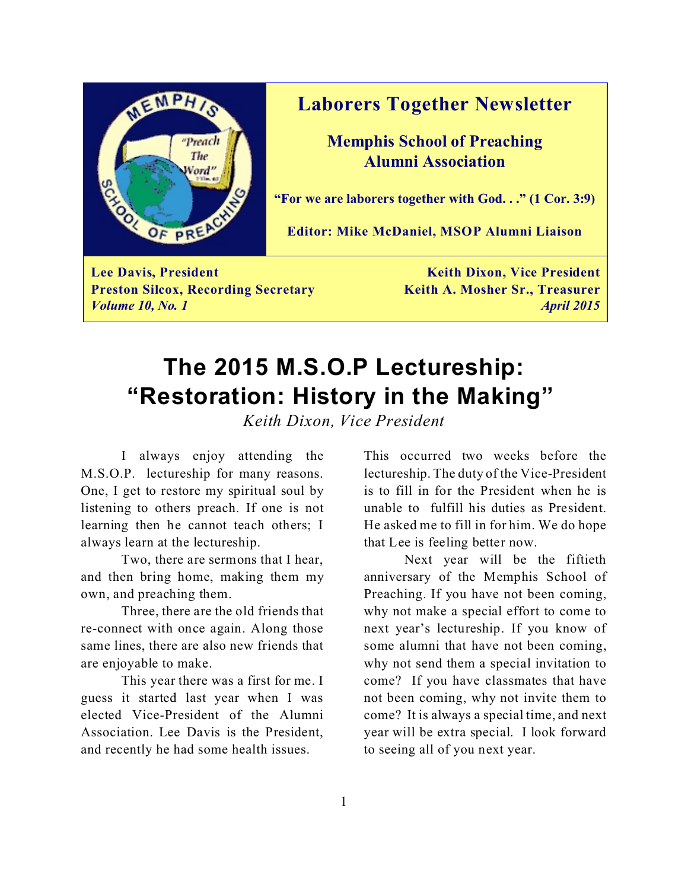# Laborers Together Newsletter

## Memphis School of Preaching Alumni Association

**"For we are laborers together with God. . ." (1 Cor. 3:9)**

**Editor: Mike McDaniel, MSOP Alumni Liaison**

**Lee Davis, President**
**Preston Silcox, Recording Secretary**
***Volume 10, No. 1***

**Keith Dixon, Vice President**
**Keith A. Mosher Sr., Treasurer**
***April 2015***

# The 2015 M.S.O.P Lectureship: "Restoration: History in the Making"

*Keith Dixon, Vice President*

I always enjoy attending the M.S.O.P. lectureship for many reasons. One, I get to restore my spiritual soul by listening to others preach. If one is not learning then he cannot teach others; I always learn at the lectureship.

Two, there are sermons that I hear, and then bring home, making them my own, and preaching them.

Three, there are the old friends that re-connect with once again. Along those same lines, there are also new friends that are enjoyable to make.

This year there was a first for me. I guess it started last year when I was elected Vice-President of the Alumni Association. Lee Davis is the President, and recently he had some health issues. This occurred two weeks before the lectureship. The duty of the Vice-President is to fill in for the President when he is unable to fulfill his duties as President. He asked me to fill in for him. We do hope that Lee is feeling better now.

Next year will be the fiftieth anniversary of the Memphis School of Preaching. If you have not been coming, why not make a special effort to come to next year's lectureship. If you know of some alumni that have not been coming, why not send them a special invitation to come? If you have classmates that have not been coming, why not invite them to come? It is always a special time, and next year will be extra special. I look forward to seeing all of you next year.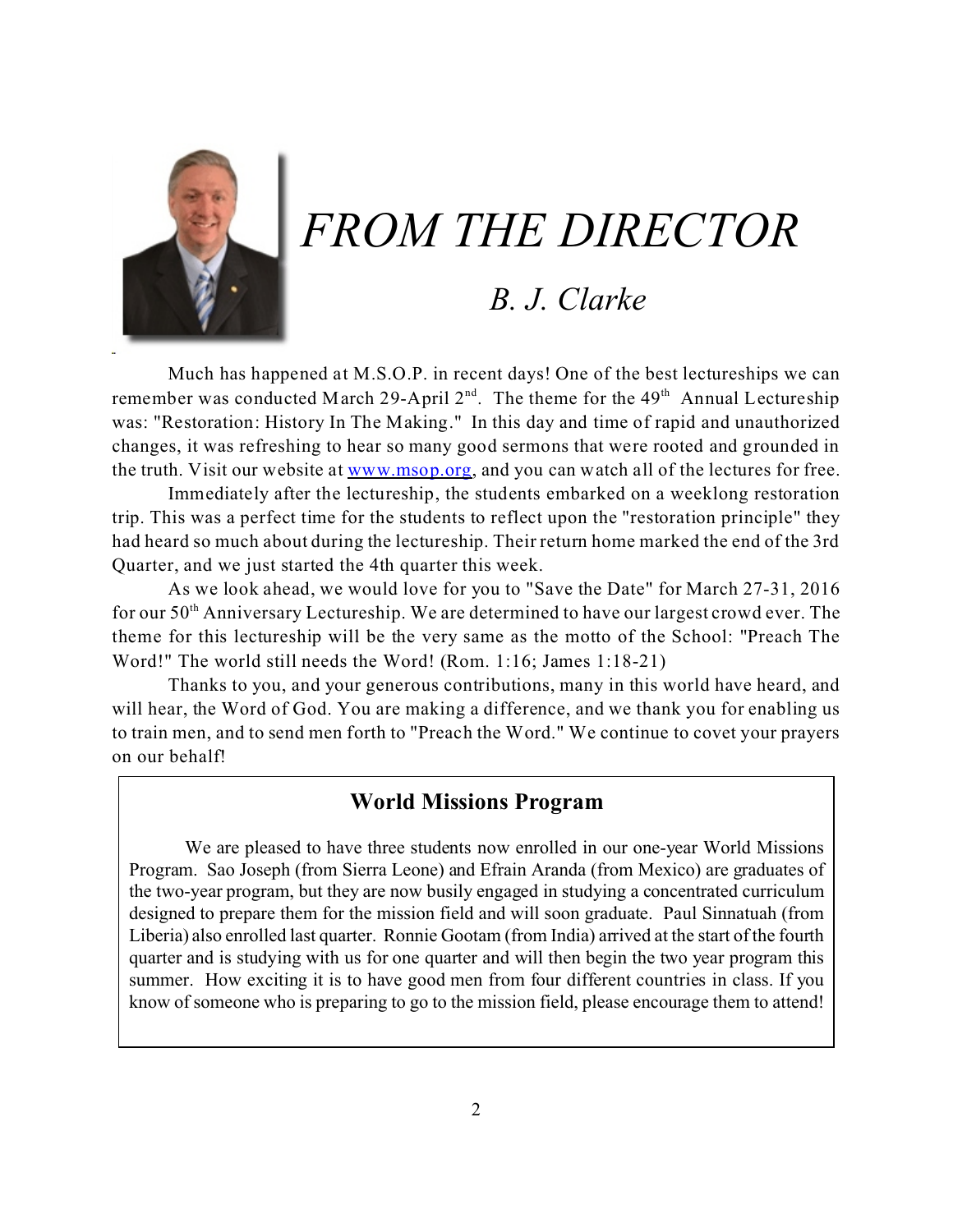# *FROM THE DIRECTOR*

## *B. J. Clarke*

Much has happened at M.S.O.P. in recent days! One of the best lectureships we can remember was conducted March 29-April 2nd. The theme for the 49th Annual Lectureship was: "Restoration: History In The Making." In this day and time of rapid and unauthorized changes, it was refreshing to hear so many good sermons that were rooted and grounded in the truth. Visit our website at www.msop.org, and you can watch all of the lectures for free.

Immediately after the lectureship, the students embarked on a weeklong restoration trip. This was a perfect time for the students to reflect upon the "restoration principle" they had heard so much about during the lectureship. Their return home marked the end of the 3rd Quarter, and we just started the 4th quarter this week.

As we look ahead, we would love for you to "Save the Date" for March 27-31, 2016 for our 50th Anniversary Lectureship. We are determined to have our largest crowd ever. The theme for this lectureship will be the very same as the motto of the School: "Preach The Word!" The world still needs the Word! (Rom. 1:16; James 1:18-21)

Thanks to you, and your generous contributions, many in this world have heard, and will hear, the Word of God. You are making a difference, and we thank you for enabling us to train men, and to send men forth to "Preach the Word." We continue to covet your prayers on our behalf!

## World Missions Program

We are pleased to have three students now enrolled in our one-year World Missions Program. Sao Joseph (from Sierra Leone) and Efrain Aranda (from Mexico) are graduates of the two-year program, but they are now busily engaged in studying a concentrated curriculum designed to prepare them for the mission field and will soon graduate. Paul Sinnatuah (from Liberia) also enrolled last quarter. Ronnie Gootam (from India) arrived at the start of the fourth quarter and is studying with us for one quarter and will then begin the two year program this summer. How exciting it is to have good men from four different countries in class. If you know of someone who is preparing to go to the mission field, please encourage them to attend!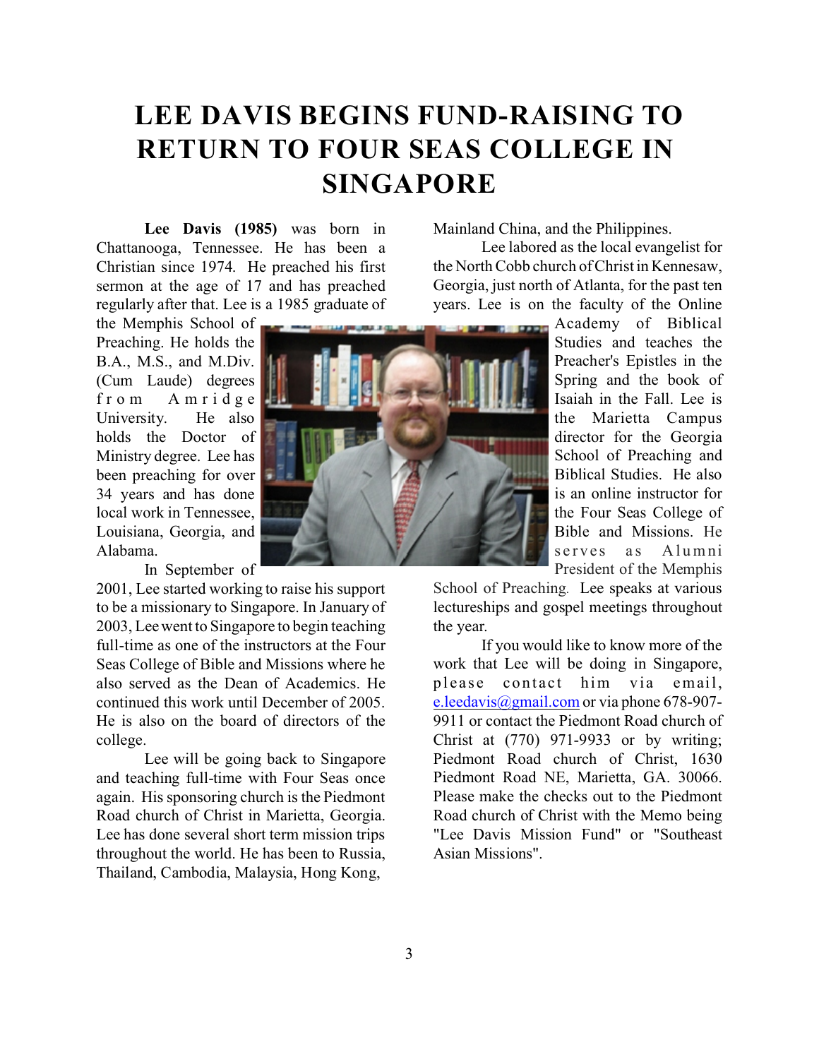# LEE DAVIS BEGINS FUND-RAISING TO RETURN TO FOUR SEAS COLLEGE IN SINGAPORE

**Lee Davis (1985)** was born in Chattanooga, Tennessee. He has been a Christian since 1974. He preached his first sermon at the age of 17 and has preached regularly after that. Lee is a 1985 graduate of the Memphis School of Preaching. He holds the B.A., M.S., and M.Div. (Cum Laude) degrees from Amridge University. He also holds the Doctor of Ministry degree. Lee has been preaching for over 34 years and has done local work in Tennessee, Louisiana, Georgia, and Alabama.

In September of 2001, Lee started working to raise his support to be a missionary to Singapore. In January of 2003, Lee went to Singapore to begin teaching full-time as one of the instructors at the Four Seas College of Bible and Missions where he also served as the Dean of Academics. He continued this work until December of 2005. He is also on the board of directors of the college.

Lee will be going back to Singapore and teaching full-time with Four Seas once again. His sponsoring church is the Piedmont Road church of Christ in Marietta, Georgia. Lee has done several short term mission trips throughout the world. He has been to Russia, Thailand, Cambodia, Malaysia, Hong Kong, Mainland China, and the Philippines.

Lee labored as the local evangelist for the North Cobb church of Christ in Kennesaw, Georgia, just north of Atlanta, for the past ten years. Lee is on the faculty of the Online Academy of Biblical Studies and teaches the Preacher's Epistles in the Spring and the book of Isaiah in the Fall. Lee is the Marietta Campus director for the Georgia School of Preaching and Biblical Studies. He also is an online instructor for the Four Seas College of Bible and Missions. He serves as Alumni President of the Memphis School of Preaching. Lee speaks at various lectureships and gospel meetings throughout the year.

If you would like to know more of the work that Lee will be doing in Singapore, please contact him via email, e.leedavis@gmail.com or via phone 678-907-9911 or contact the Piedmont Road church of Christ at (770) 971-9933 or by writing; Piedmont Road church of Christ, 1630 Piedmont Road NE, Marietta, GA. 30066. Please make the checks out to the Piedmont Road church of Christ with the Memo being "Lee Davis Mission Fund" or "Southeast Asian Missions".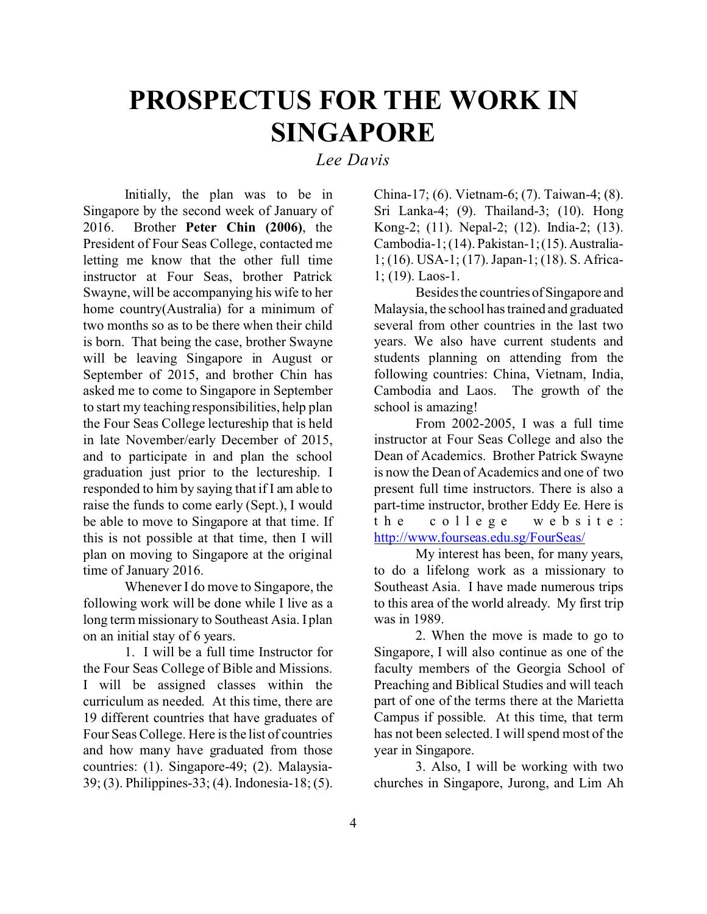# PROSPECTUS FOR THE WORK IN SINGAPORE

*Lee Davis*

Initially, the plan was to be in Singapore by the second week of January of 2016. Brother **Peter Chin (2006)**, the President of Four Seas College, contacted me letting me know that the other full time instructor at Four Seas, brother Patrick Swayne, will be accompanying his wife to her home country(Australia) for a minimum of two months so as to be there when their child is born. That being the case, brother Swayne will be leaving Singapore in August or September of 2015, and brother Chin has asked me to come to Singapore in September to start my teaching responsibilities, help plan the Four Seas College lectureship that is held in late November/early December of 2015, and to participate in and plan the school graduation just prior to the lectureship. I responded to him by saying that if I am able to raise the funds to come early (Sept.), I would be able to move to Singapore at that time. If this is not possible at that time, then I will plan on moving to Singapore at the original time of January 2016.

Whenever I do move to Singapore, the following work will be done while I live as a long term missionary to Southeast Asia. I plan on an initial stay of 6 years.

1. I will be a full time Instructor for the Four Seas College of Bible and Missions. I will be assigned classes within the curriculum as needed. At this time, there are 19 different countries that have graduates of Four Seas College. Here is the list of countries and how many have graduated from those countries: (1). Singapore-49; (2). Malaysia-39; (3). Philippines-33; (4). Indonesia-18; (5). China-17; (6). Vietnam-6; (7). Taiwan-4; (8). Sri Lanka-4; (9). Thailand-3; (10). Hong Kong-2; (11). Nepal-2; (12). India-2; (13). Cambodia-1; (14). Pakistan-1; (15). Australia-1; (16). USA-1; (17). Japan-1; (18). S. Africa-1; (19). Laos-1.

Besides the countries of Singapore and Malaysia, the school has trained and graduated several from other countries in the last two years. We also have current students and students planning on attending from the following countries: China, Vietnam, India, Cambodia and Laos. The growth of the school is amazing!

From 2002-2005, I was a full time instructor at Four Seas College and also the Dean of Academics. Brother Patrick Swayne is now the Dean of Academics and one of two present full time instructors. There is also a part-time instructor, brother Eddy Ee. Here is the college website: http://www.fourseas.edu.sg/FourSeas/

My interest has been, for many years, to do a lifelong work as a missionary to Southeast Asia. I have made numerous trips to this area of the world already. My first trip was in 1989.

2. When the move is made to go to Singapore, I will also continue as one of the faculty members of the Georgia School of Preaching and Biblical Studies and will teach part of one of the terms there at the Marietta Campus if possible. At this time, that term has not been selected. I will spend most of the year in Singapore.

3. Also, I will be working with two churches in Singapore, Jurong, and Lim Ah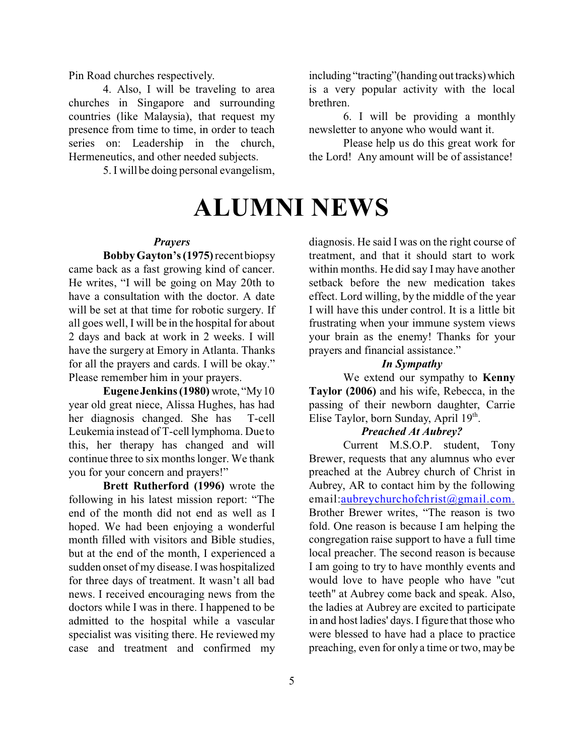Pin Road churches respectively.

4. Also, I will be traveling to area churches in Singapore and surrounding countries (like Malaysia), that request my presence from time to time, in order to teach series on: Leadership in the church, Hermeneutics, and other needed subjects.

5. I will be doing personal evangelism, including "tracting"(handing out tracks) which is a very popular activity with the local brethren.

6. I will be providing a monthly newsletter to anyone who would want it.

Please help us do this great work for the Lord! Any amount will be of assistance!

# ALUMNI NEWS

### *Prayers*

**Bobby Gayton's (1975)** recent biopsy came back as a fast growing kind of cancer. He writes, "I will be going on May 20th to have a consultation with the doctor. A date will be set at that time for robotic surgery. If all goes well, I will be in the hospital for about 2 days and back at work in 2 weeks. I will have the surgery at Emory in Atlanta. Thanks for all the prayers and cards. I will be okay." Please remember him in your prayers.

**Eugene Jenkins (1980)** wrote, "My 10 year old great niece, Alissa Hughes, has had her diagnosis changed. She has T-cell Leukemia instead of T-cell lymphoma. Due to this, her therapy has changed and will continue three to six months longer. We thank you for your concern and prayers!"

**Brett Rutherford (1996)** wrote the following in his latest mission report: "The end of the month did not end as well as I hoped. We had been enjoying a wonderful month filled with visitors and Bible studies, but at the end of the month, I experienced a sudden onset of my disease. I was hospitalized for three days of treatment. It wasn't all bad news. I received encouraging news from the doctors while I was in there. I happened to be admitted to the hospital while a vascular specialist was visiting there. He reviewed my case and treatment and confirmed my diagnosis. He said I was on the right course of treatment, and that it should start to work within months. He did say I may have another setback before the new medication takes effect. Lord willing, by the middle of the year I will have this under control. It is a little bit frustrating when your immune system views your brain as the enemy! Thanks for your prayers and financial assistance."

### *In Sympathy*

We extend our sympathy to **Kenny Taylor (2006)** and his wife, Rebecca, in the passing of their newborn daughter, Carrie Elise Taylor, born Sunday, April 19th.

### *Preached At Aubrey?*

Current M.S.O.P. student, Tony Brewer, requests that any alumnus who ever preached at the Aubrey church of Christ in Aubrey, AR to contact him by the following email:aubreychurchofchrist@gmail.com. Brother Brewer writes, "The reason is two fold. One reason is because I am helping the congregation raise support to have a full time local preacher. The second reason is because I am going to try to have monthly events and would love to have people who have "cut teeth" at Aubrey come back and speak. Also, the ladies at Aubrey are excited to participate in and host ladies' days. I figure that those who were blessed to have had a place to practice preaching, even for only a time or two, may be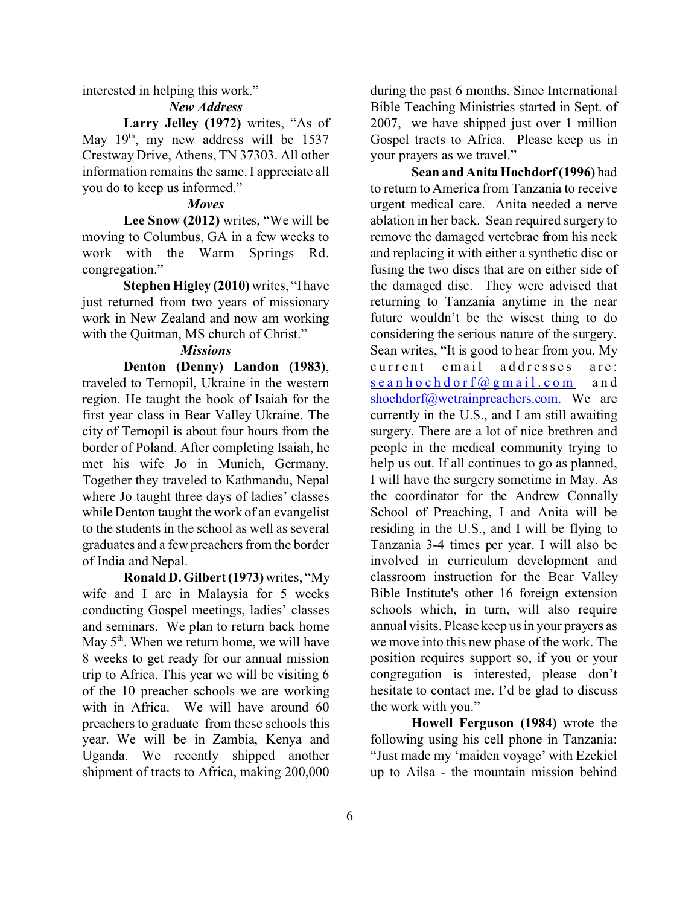interested in helping this work."

*New Address*

**Larry Jelley (1972)** writes, "As of May 19th, my new address will be 1537 Crestway Drive, Athens, TN 37303. All other information remains the same. I appreciate all you do to keep us informed."

*Moves*

**Lee Snow (2012)** writes, "We will be moving to Columbus, GA in a few weeks to work with the Warm Springs Rd. congregation."

**Stephen Higley (2010)** writes, "I have just returned from two years of missionary work in New Zealand and now am working with the Quitman, MS church of Christ."

*Missions*

**Denton (Denny) Landon (1983)**, traveled to Ternopil, Ukraine in the western region. He taught the book of Isaiah for the first year class in Bear Valley Ukraine. The city of Ternopil is about four hours from the border of Poland. After completing Isaiah, he met his wife Jo in Munich, Germany. Together they traveled to Kathmandu, Nepal where Jo taught three days of ladies' classes while Denton taught the work of an evangelist to the students in the school as well as several graduates and a few preachers from the border of India and Nepal.

**Ronald D. Gilbert (1973)** writes, "My wife and I are in Malaysia for 5 weeks conducting Gospel meetings, ladies' classes and seminars. We plan to return back home May 5th. When we return home, we will have 8 weeks to get ready for our annual mission trip to Africa. This year we will be visiting 6 of the 10 preacher schools we are working with in Africa. We will have around 60 preachers to graduate from these schools this year. We will be in Zambia, Kenya and Uganda. We recently shipped another shipment of tracts to Africa, making 200,000 during the past 6 months. Since International Bible Teaching Ministries started in Sept. of 2007, we have shipped just over 1 million Gospel tracts to Africa. Please keep us in your prayers as we travel."

**Sean and Anita Hochdorf (1996)** had to return to America from Tanzania to receive urgent medical care. Anita needed a nerve ablation in her back. Sean required surgery to remove the damaged vertebrae from his neck and replacing it with either a synthetic disc or fusing the two discs that are on either side of the damaged disc. They were advised that returning to Tanzania anytime in the near future wouldn't be the wisest thing to do considering the serious nature of the surgery. Sean writes, "It is good to hear from you. My current email addresses are: seanhochdorf@gmail.com and shochdorf@wetrainpreachers.com. We are currently in the U.S., and I am still awaiting surgery. There are a lot of nice brethren and people in the medical community trying to help us out. If all continues to go as planned, I will have the surgery sometime in May. As the coordinator for the Andrew Connally School of Preaching, I and Anita will be residing in the U.S., and I will be flying to Tanzania 3-4 times per year. I will also be involved in curriculum development and classroom instruction for the Bear Valley Bible Institute's other 16 foreign extension schools which, in turn, will also require annual visits. Please keep us in your prayers as we move into this new phase of the work. The position requires support so, if you or your congregation is interested, please don't hesitate to contact me. I'd be glad to discuss the work with you."

**Howell Ferguson (1984)** wrote the following using his cell phone in Tanzania: "Just made my 'maiden voyage' with Ezekiel up to Ailsa - the mountain mission behind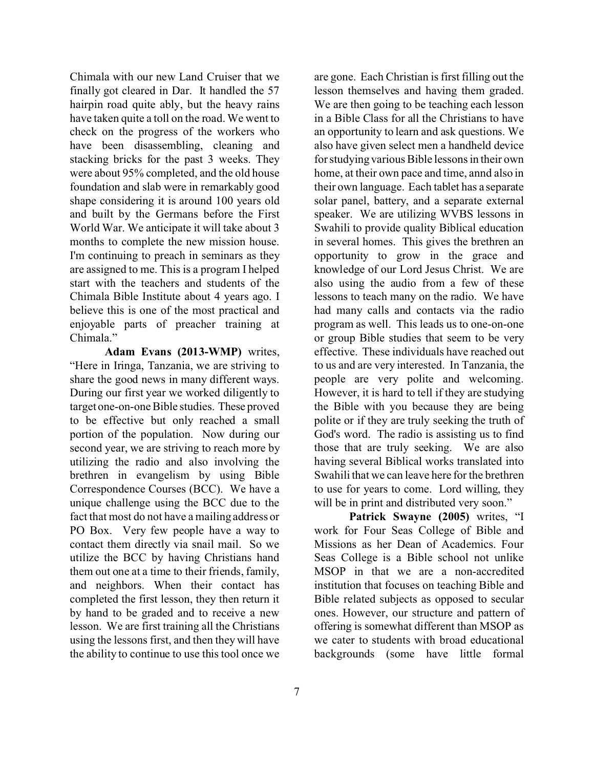Chimala with our new Land Cruiser that we finally got cleared in Dar. It handled the 57 hairpin road quite ably, but the heavy rains have taken quite a toll on the road. We went to check on the progress of the workers who have been disassembling, cleaning and stacking bricks for the past 3 weeks. They were about 95% completed, and the old house foundation and slab were in remarkably good shape considering it is around 100 years old and built by the Germans before the First World War. We anticipate it will take about 3 months to complete the new mission house. I'm continuing to preach in seminars as they are assigned to me. This is a program I helped start with the teachers and students of the Chimala Bible Institute about 4 years ago. I believe this is one of the most practical and enjoyable parts of preacher training at Chimala."

**Adam Evans (2013-WMP)** writes, "Here in Iringa, Tanzania, we are striving to share the good news in many different ways. During our first year we worked diligently to target one-on-one Bible studies. These proved to be effective but only reached a small portion of the population. Now during our second year, we are striving to reach more by utilizing the radio and also involving the brethren in evangelism by using Bible Correspondence Courses (BCC). We have a unique challenge using the BCC due to the fact that most do not have a mailing address or PO Box. Very few people have a way to contact them directly via snail mail. So we utilize the BCC by having Christians hand them out one at a time to their friends, family, and neighbors. When their contact has completed the first lesson, they then return it by hand to be graded and to receive a new lesson. We are first training all the Christians using the lessons first, and then they will have the ability to continue to use this tool once we are gone. Each Christian is first filling out the lesson themselves and having them graded. We are then going to be teaching each lesson in a Bible Class for all the Christians to have an opportunity to learn and ask questions. We also have given select men a handheld device for studying various Bible lessons in their own home, at their own pace and time, annd also in their own language. Each tablet has a separate solar panel, battery, and a separate external speaker. We are utilizing WVBS lessons in Swahili to provide quality Biblical education in several homes. This gives the brethren an opportunity to grow in the grace and knowledge of our Lord Jesus Christ. We are also using the audio from a few of these lessons to teach many on the radio. We have had many calls and contacts via the radio program as well. This leads us to one-on-one or group Bible studies that seem to be very effective. These individuals have reached out to us and are very interested. In Tanzania, the people are very polite and welcoming. However, it is hard to tell if they are studying the Bible with you because they are being polite or if they are truly seeking the truth of God's word. The radio is assisting us to find those that are truly seeking. We are also having several Biblical works translated into Swahili that we can leave here for the brethren to use for years to come. Lord willing, they will be in print and distributed very soon."

**Patrick Swayne (2005)** writes, "I work for Four Seas College of Bible and Missions as her Dean of Academics. Four Seas College is a Bible school not unlike MSOP in that we are a non-accredited institution that focuses on teaching Bible and Bible related subjects as opposed to secular ones. However, our structure and pattern of offering is somewhat different than MSOP as we cater to students with broad educational backgrounds (some have little formal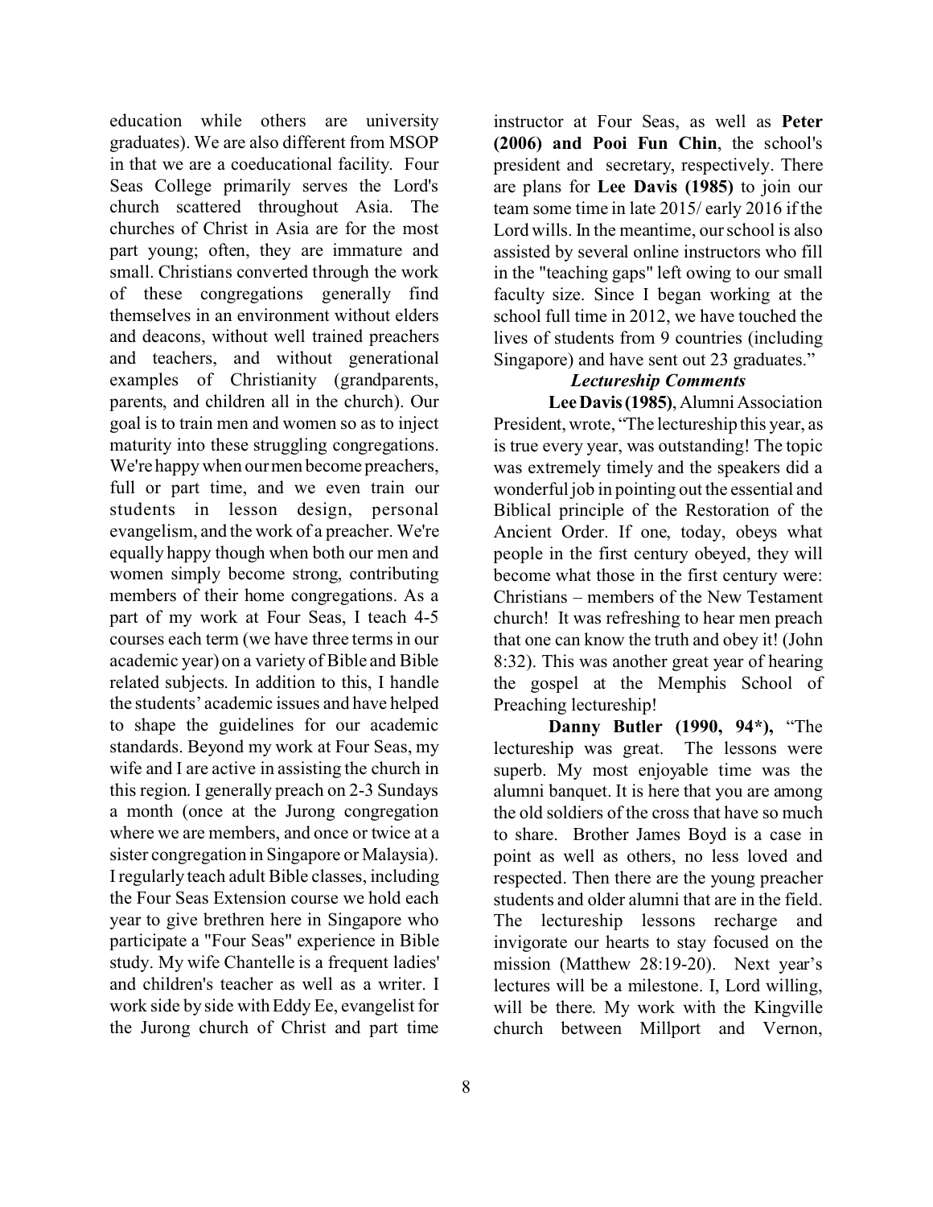education while others are university graduates). We are also different from MSOP in that we are a coeducational facility. Four Seas College primarily serves the Lord's church scattered throughout Asia. The churches of Christ in Asia are for the most part young; often, they are immature and small. Christians converted through the work of these congregations generally find themselves in an environment without elders and deacons, without well trained preachers and teachers, and without generational examples of Christianity (grandparents, parents, and children all in the church). Our goal is to train men and women so as to inject maturity into these struggling congregations. We're happy when our men become preachers, full or part time, and we even train our students in lesson design, personal evangelism, and the work of a preacher. We're equally happy though when both our men and women simply become strong, contributing members of their home congregations. As a part of my work at Four Seas, I teach 4-5 courses each term (we have three terms in our academic year) on a variety of Bible and Bible related subjects. In addition to this, I handle the students' academic issues and have helped to shape the guidelines for our academic standards. Beyond my work at Four Seas, my wife and I are active in assisting the church in this region. I generally preach on 2-3 Sundays a month (once at the Jurong congregation where we are members, and once or twice at a sister congregation in Singapore or Malaysia). I regularly teach adult Bible classes, including the Four Seas Extension course we hold each year to give brethren here in Singapore who participate a "Four Seas" experience in Bible study. My wife Chantelle is a frequent ladies' and children's teacher as well as a writer. I work side by side with Eddy Ee, evangelist for the Jurong church of Christ and part time instructor at Four Seas, as well as **Peter (2006) and Pooi Fun Chin**, the school's president and secretary, respectively. There are plans for **Lee Davis (1985)** to join our team some time in late 2015/ early 2016 if the Lord wills. In the meantime, our school is also assisted by several online instructors who fill in the "teaching gaps" left owing to our small faculty size. Since I began working at the school full time in 2012, we have touched the lives of students from 9 countries (including Singapore) and have sent out 23 graduates."

### *Lectureship Comments*

**Lee Davis (1985)**, Alumni Association President, wrote, "The lectureship this year, as is true every year, was outstanding! The topic was extremely timely and the speakers did a wonderful job in pointing out the essential and Biblical principle of the Restoration of the Ancient Order. If one, today, obeys what people in the first century obeyed, they will become what those in the first century were: Christians – members of the New Testament church! It was refreshing to hear men preach that one can know the truth and obey it! (John 8:32). This was another great year of hearing the gospel at the Memphis School of Preaching lectureship!

**Danny Butler (1990, 94*),** "The lectureship was great. The lessons were superb. My most enjoyable time was the alumni banquet. It is here that you are among the old soldiers of the cross that have so much to share. Brother James Boyd is a case in point as well as others, no less loved and respected. Then there are the young preacher students and older alumni that are in the field. The lectureship lessons recharge and invigorate our hearts to stay focused on the mission (Matthew 28:19-20). Next year's lectures will be a milestone. I, Lord willing, will be there. My work with the Kingville church between Millport and Vernon,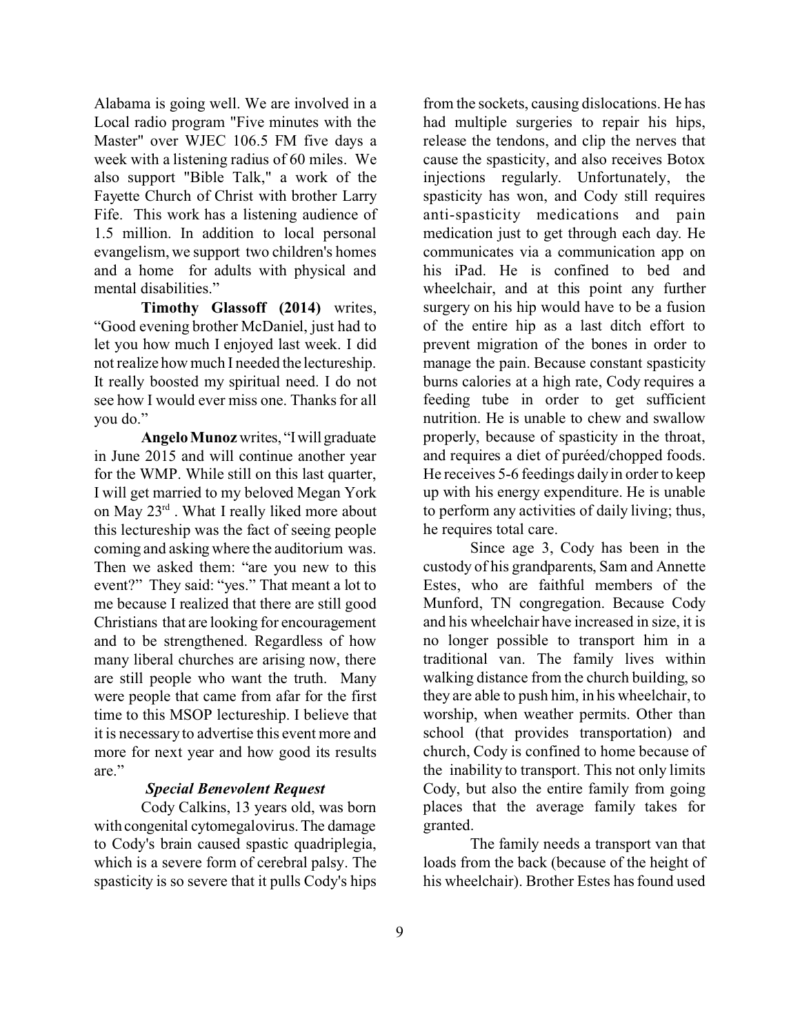Alabama is going well. We are involved in a Local radio program "Five minutes with the Master" over WJEC 106.5 FM five days a week with a listening radius of 60 miles. We also support "Bible Talk," a work of the Fayette Church of Christ with brother Larry Fife. This work has a listening audience of 1.5 million. In addition to local personal evangelism, we support two children's homes and a home for adults with physical and mental disabilities."

**Timothy Glassoff (2014)** writes, "Good evening brother McDaniel, just had to let you how much I enjoyed last week. I did not realize how much I needed the lectureship. It really boosted my spiritual need. I do not see how I would ever miss one. Thanks for all you do."

**Angelo Munoz** writes, "I will graduate in June 2015 and will continue another year for the WMP. While still on this last quarter, I will get married to my beloved Megan York on May 23rd . What I really liked more about this lectureship was the fact of seeing people coming and asking where the auditorium was. Then we asked them: "are you new to this event?" They said: "yes." That meant a lot to me because I realized that there are still good Christians that are looking for encouragement and to be strengthened. Regardless of how many liberal churches are arising now, there are still people who want the truth. Many were people that came from afar for the first time to this MSOP lectureship. I believe that it is necessary to advertise this event more and more for next year and how good its results are."

***Special Benevolent Request***

Cody Calkins, 13 years old, was born with congenital cytomegalovirus. The damage to Cody's brain caused spastic quadriplegia, which is a severe form of cerebral palsy. The spasticity is so severe that it pulls Cody's hips from the sockets, causing dislocations. He has had multiple surgeries to repair his hips, release the tendons, and clip the nerves that cause the spasticity, and also receives Botox injections regularly. Unfortunately, the spasticity has won, and Cody still requires anti-spasticity medications and pain medication just to get through each day. He communicates via a communication app on his iPad. He is confined to bed and wheelchair, and at this point any further surgery on his hip would have to be a fusion of the entire hip as a last ditch effort to prevent migration of the bones in order to manage the pain. Because constant spasticity burns calories at a high rate, Cody requires a feeding tube in order to get sufficient nutrition. He is unable to chew and swallow properly, because of spasticity in the throat, and requires a diet of puréed/chopped foods. He receives 5-6 feedings daily in order to keep up with his energy expenditure. He is unable to perform any activities of daily living; thus, he requires total care.

Since age 3, Cody has been in the custody of his grandparents, Sam and Annette Estes, who are faithful members of the Munford, TN congregation. Because Cody and his wheelchair have increased in size, it is no longer possible to transport him in a traditional van. The family lives within walking distance from the church building, so they are able to push him, in his wheelchair, to worship, when weather permits. Other than school (that provides transportation) and church, Cody is confined to home because of the inability to transport. This not only limits Cody, but also the entire family from going places that the average family takes for granted.

The family needs a transport van that loads from the back (because of the height of his wheelchair). Brother Estes has found used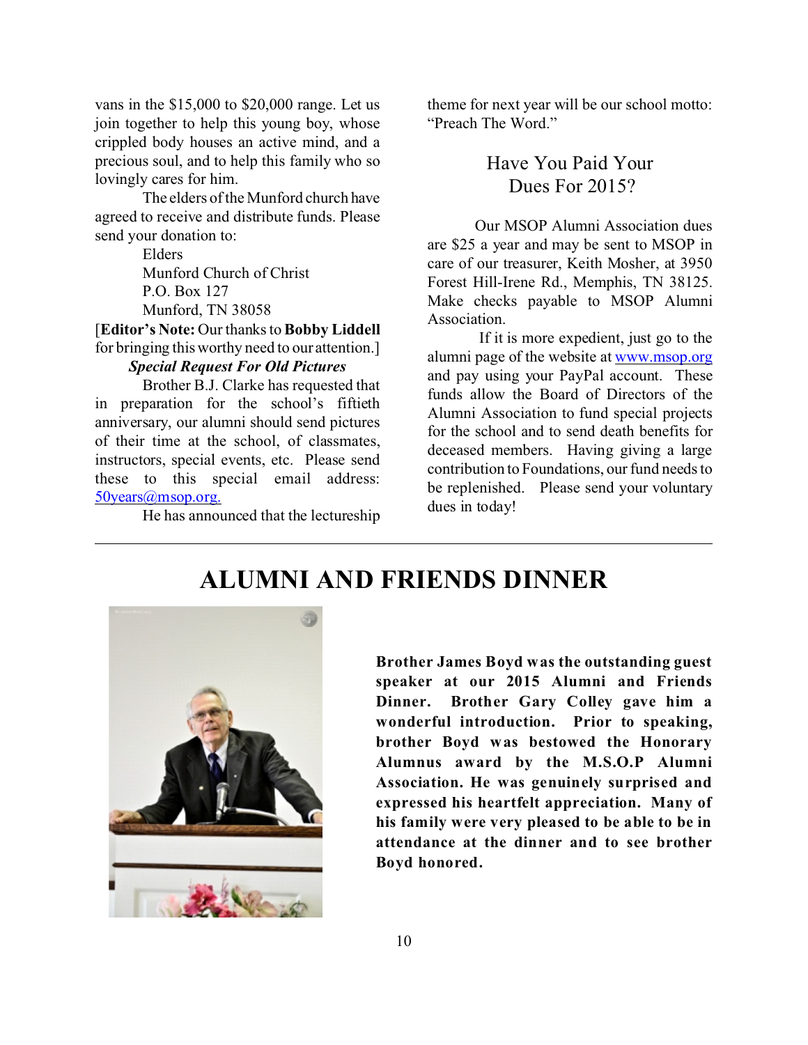vans in the $15,000 to $20,000 range. Let us join together to help this young boy, whose crippled body houses an active mind, and a precious soul, and to help this family who so lovingly cares for him.

The elders of the Munford church have agreed to receive and distribute funds. Please send your donation to:

Elders
Munford Church of Christ
P.O. Box 127
Munford, TN 38058

[**Editor's Note:** Our thanks to **Bobby Liddell** for bringing this worthy need to our attention.]

***Special Request For Old Pictures***

Brother B.J. Clarke has requested that in preparation for the school's fiftieth anniversary, our alumni should send pictures of their time at the school, of classmates, instructors, special events, etc. Please send these to this special email address: 50years@msop.org.

He has announced that the lectureship theme for next year will be our school motto: "Preach The Word."

## Have You Paid Your Dues For 2015?

Our MSOP Alumni Association dues are $25 a year and may be sent to MSOP in care of our treasurer, Keith Mosher, at 3950 Forest Hill-Irene Rd., Memphis, TN 38125. Make checks payable to MSOP Alumni Association.

If it is more expedient, just go to the alumni page of the website at www.msop.org and pay using your PayPal account. These funds allow the Board of Directors of the Alumni Association to fund special projects for the school and to send death benefits for deceased members. Having giving a large contribution to Foundations, our fund needs to be replenished. Please send your voluntary dues in today!

---

# ALUMNI AND FRIENDS DINNER

**Brother James Boyd was the outstanding guest speaker at our 2015 Alumni and Friends Dinner. Brother Gary Colley gave him a wonderful introduction. Prior to speaking, brother Boyd was bestowed the Honorary Alumnus award by the M.S.O.P Alumni Association. He was genuinely surprised and expressed his heartfelt appreciation. Many of his family were very pleased to be able to be in attendance at the dinner and to see brother Boyd honored.**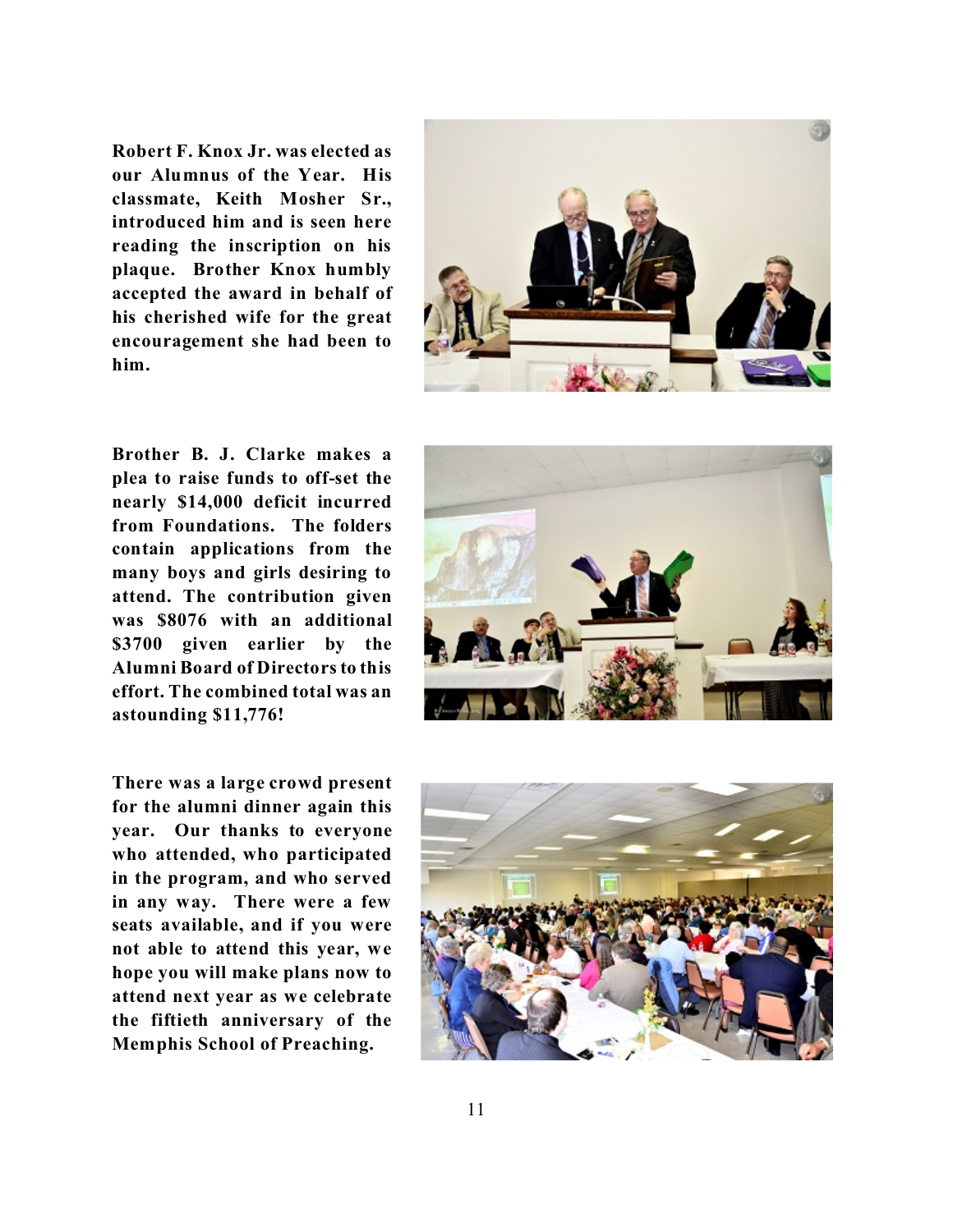**Robert F. Knox Jr. was elected as our Alumnus of the Year. His classmate, Keith Mosher Sr., introduced him and is seen here reading the inscription on his plaque. Brother Knox humbly accepted the award in behalf of his cherished wife for the great encouragement she had been to him.**

**Brother B. J. Clarke makes a plea to raise funds to off-set the nearly $14,000 deficit incurred from Foundations. The folders contain applications from the many boys and girls desiring to attend. The contribution given was $8076 with an additional $3700 given earlier by the Alumni Board of Directors to this effort. The combined total was an astounding $11,776!**

**There was a large crowd present for the alumni dinner again this year. Our thanks to everyone who attended, who participated in the program, and who served in any way. There were a few seats available, and if you were not able to attend this year, we hope you will make plans now to attend next year as we celebrate the fiftieth anniversary of the Memphis School of Preaching.**